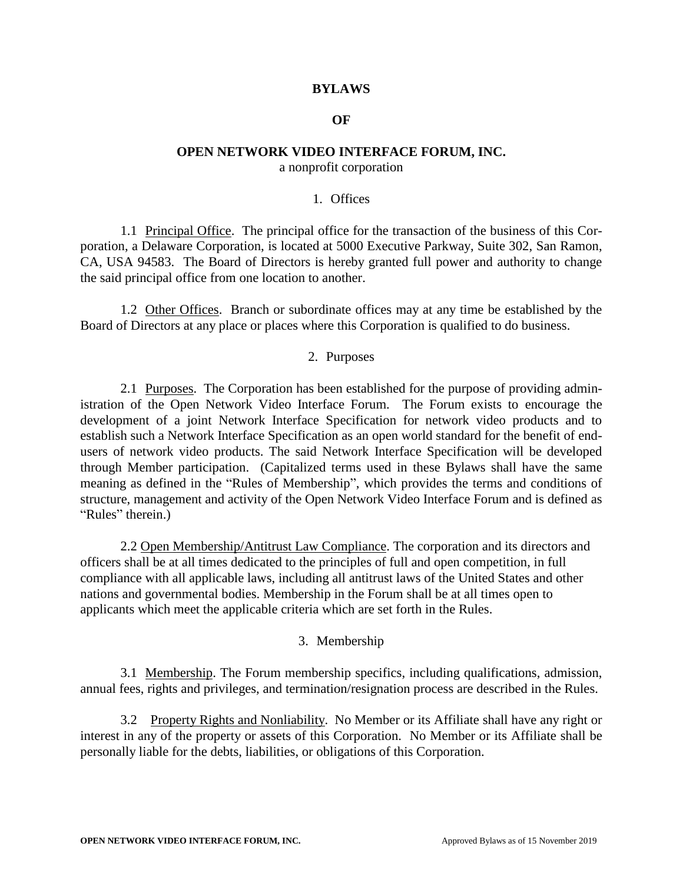# BYLAWS

# OF

# OPEN NETWORK VIDEO INTERFACE FORUM, INC.

a nonprofit corporation

## 1. Offices

1.1 Principal Office. The principal office for the transaction of the business of this Corporation, a Delaware Corporation, is located at 5000 Executive Parkway, Suite 302, San Ramon, CA, USA 94583. The Board of Directors is hereby granted full power and authority to change the said principal office from one location to another.

1.2 Other Offices. Branch or subordinate offices may at any time be established by the Board of Directors at any place or places where this Corporation is qualified to do business.

## 2. Purposes

2.1 Purposes. The Corporation has been established for the purpose of providing administration of the Open Network Video Interface Forum. The Forum exists to encourage the development of a joint Network Interface Specification for network video products and to establish such a Network Interface Specification as an open world standard for the benefit of end-users of network video products. The said Network Interface Specification will be developed through Member participation. (Capitalized terms used in these Bylaws shall have the same meaning as defined in the "Rules of Membership", which provides the terms and conditions of structure, management and activity of the Open Network Video Interface Forum and is defined as "Rules" therein.)

2.2 Open Membership/Antitrust Law Compliance. The corporation and its directors and officers shall be at all times dedicated to the principles of full and open competition, in full compliance with all applicable laws, including all antitrust laws of the United States and other nations and governmental bodies. Membership in the Forum shall be at all times open to applicants which meet the applicable criteria which are set forth in the Rules.

## 3. Membership

3.1 Membership. The Forum membership specifics, including qualifications, admission, annual fees, rights and privileges, and termination/resignation process are described in the Rules.

3.2 Property Rights and Nonliability. No Member or its Affiliate shall have any right or interest in any of the property or assets of this Corporation. No Member or its Affiliate shall be personally liable for the debts, liabilities, or obligations of this Corporation.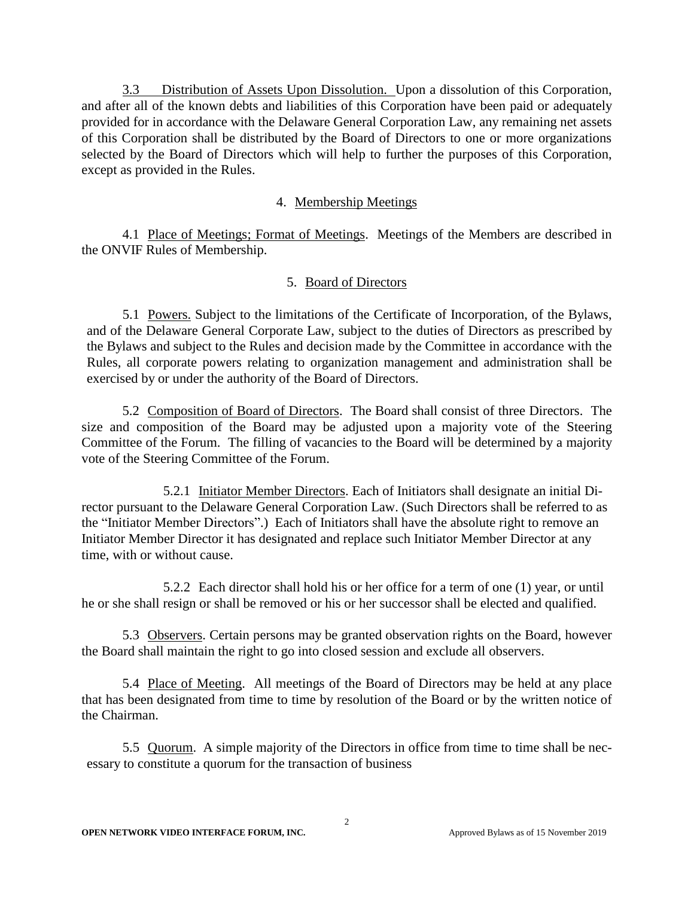3.3 Distribution of Assets Upon Dissolution. Upon a dissolution of this Corporation, and after all of the known debts and liabilities of this Corporation have been paid or adequately provided for in accordance with the Delaware General Corporation Law, any remaining net assets of this Corporation shall be distributed by the Board of Directors to one or more organizations selected by the Board of Directors which will help to further the purposes of this Corporation, except as provided in the Rules.

## 4. Membership Meetings

4.1 Place of Meetings; Format of Meetings. Meetings of the Members are described in the ONVIF Rules of Membership.

## 5. Board of Directors

5.1 Powers. Subject to the limitations of the Certificate of Incorporation, of the Bylaws, and of the Delaware General Corporate Law, subject to the duties of Directors as prescribed by the Bylaws and subject to the Rules and decision made by the Committee in accordance with the Rules, all corporate powers relating to organization management and administration shall be exercised by or under the authority of the Board of Directors.

5.2 Composition of Board of Directors. The Board shall consist of three Directors. The size and composition of the Board may be adjusted upon a majority vote of the Steering Committee of the Forum. The filling of vacancies to the Board will be determined by a majority vote of the Steering Committee of the Forum.

5.2.1 Initiator Member Directors. Each of Initiators shall designate an initial Director pursuant to the Delaware General Corporation Law. (Such Directors shall be referred to as the "Initiator Member Directors".) Each of Initiators shall have the absolute right to remove an Initiator Member Director it has designated and replace such Initiator Member Director at any time, with or without cause.

5.2.2 Each director shall hold his or her office for a term of one (1) year, or until he or she shall resign or shall be removed or his or her successor shall be elected and qualified.

5.3 Observers. Certain persons may be granted observation rights on the Board, however the Board shall maintain the right to go into closed session and exclude all observers.

5.4 Place of Meeting. All meetings of the Board of Directors may be held at any place that has been designated from time to time by resolution of the Board or by the written notice of the Chairman.

5.5 Quorum. A simple majority of the Directors in office from time to time shall be necessary to constitute a quorum for the transaction of business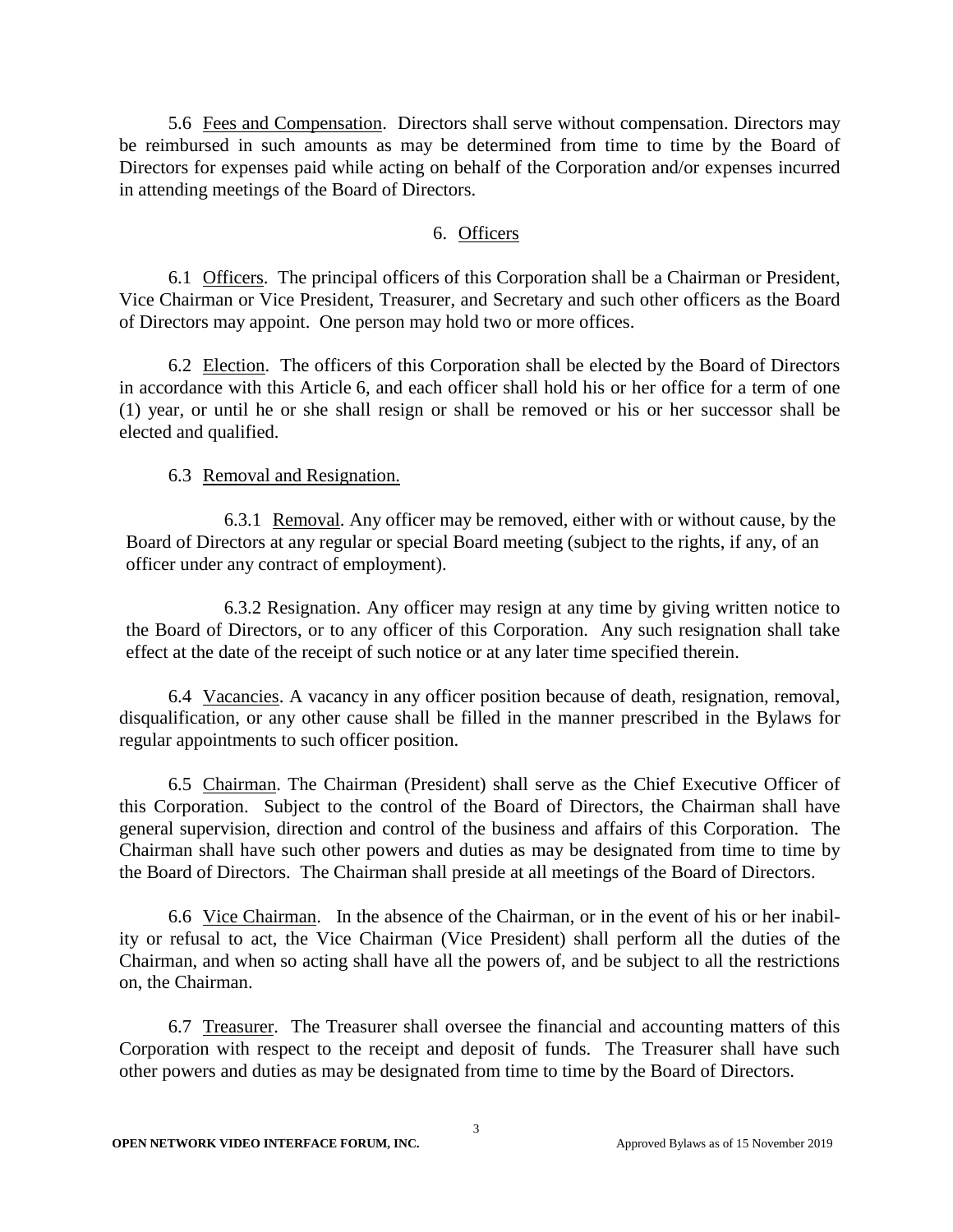5.6 Fees and Compensation. Directors shall serve without compensation. Directors may be reimbursed in such amounts as may be determined from time to time by the Board of Directors for expenses paid while acting on behalf of the Corporation and/or expenses incurred in attending meetings of the Board of Directors.

## 6. Officers

6.1 Officers. The principal officers of this Corporation shall be a Chairman or President, Vice Chairman or Vice President, Treasurer, and Secretary and such other officers as the Board of Directors may appoint. One person may hold two or more offices.

6.2 Election. The officers of this Corporation shall be elected by the Board of Directors in accordance with this Article 6, and each officer shall hold his or her office for a term of one (1) year, or until he or she shall resign or shall be removed or his or her successor shall be elected and qualified.

6.3 Removal and Resignation.

6.3.1 Removal. Any officer may be removed, either with or without cause, by the Board of Directors at any regular or special Board meeting (subject to the rights, if any, of an officer under any contract of employment).

6.3.2 Resignation. Any officer may resign at any time by giving written notice to the Board of Directors, or to any officer of this Corporation. Any such resignation shall take effect at the date of the receipt of such notice or at any later time specified therein.

6.4 Vacancies. A vacancy in any officer position because of death, resignation, removal, disqualification, or any other cause shall be filled in the manner prescribed in the Bylaws for regular appointments to such officer position.

6.5 Chairman. The Chairman (President) shall serve as the Chief Executive Officer of this Corporation. Subject to the control of the Board of Directors, the Chairman shall have general supervision, direction and control of the business and affairs of this Corporation. The Chairman shall have such other powers and duties as may be designated from time to time by the Board of Directors. The Chairman shall preside at all meetings of the Board of Directors.

6.6 Vice Chairman. In the absence of the Chairman, or in the event of his or her inability or refusal to act, the Vice Chairman (Vice President) shall perform all the duties of the Chairman, and when so acting shall have all the powers of, and be subject to all the restrictions on, the Chairman.

6.7 Treasurer. The Treasurer shall oversee the financial and accounting matters of this Corporation with respect to the receipt and deposit of funds. The Treasurer shall have such other powers and duties as may be designated from time to time by the Board of Directors.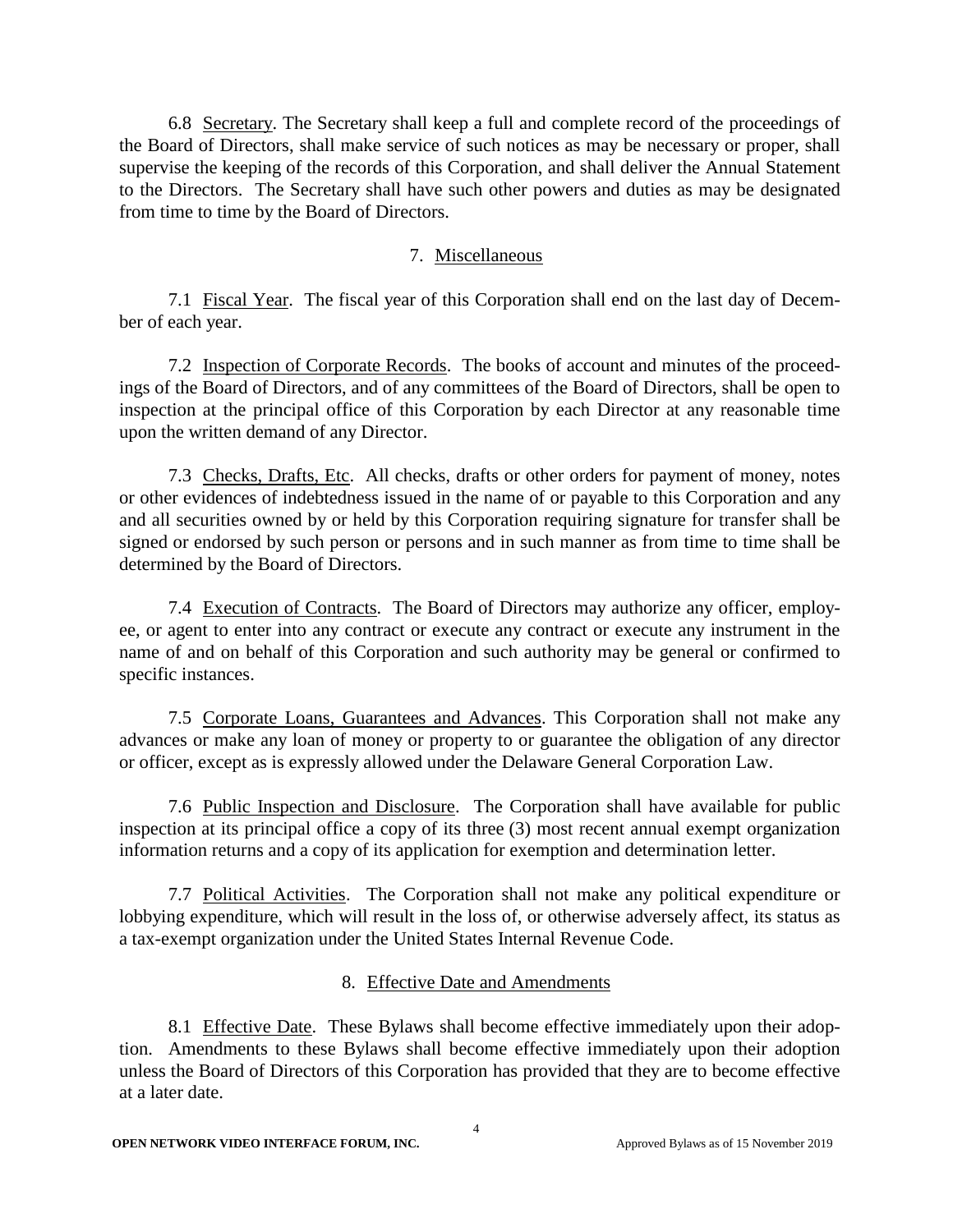6.8 Secretary. The Secretary shall keep a full and complete record of the proceedings of the Board of Directors, shall make service of such notices as may be necessary or proper, shall supervise the keeping of the records of this Corporation, and shall deliver the Annual Statement to the Directors. The Secretary shall have such other powers and duties as may be designated from time to time by the Board of Directors.

## 7. Miscellaneous

7.1 Fiscal Year. The fiscal year of this Corporation shall end on the last day of December of each year.

7.2 Inspection of Corporate Records. The books of account and minutes of the proceedings of the Board of Directors, and of any committees of the Board of Directors, shall be open to inspection at the principal office of this Corporation by each Director at any reasonable time upon the written demand of any Director.

7.3 Checks, Drafts, Etc. All checks, drafts or other orders for payment of money, notes or other evidences of indebtedness issued in the name of or payable to this Corporation and any and all securities owned by or held by this Corporation requiring signature for transfer shall be signed or endorsed by such person or persons and in such manner as from time to time shall be determined by the Board of Directors.

7.4 Execution of Contracts. The Board of Directors may authorize any officer, employee, or agent to enter into any contract or execute any contract or execute any instrument in the name of and on behalf of this Corporation and such authority may be general or confirmed to specific instances.

7.5 Corporate Loans, Guarantees and Advances. This Corporation shall not make any advances or make any loan of money or property to or guarantee the obligation of any director or officer, except as is expressly allowed under the Delaware General Corporation Law.

7.6 Public Inspection and Disclosure. The Corporation shall have available for public inspection at its principal office a copy of its three (3) most recent annual exempt organization information returns and a copy of its application for exemption and determination letter.

7.7 Political Activities. The Corporation shall not make any political expenditure or lobbying expenditure, which will result in the loss of, or otherwise adversely affect, its status as a tax-exempt organization under the United States Internal Revenue Code.

## 8. Effective Date and Amendments

8.1 Effective Date. These Bylaws shall become effective immediately upon their adoption. Amendments to these Bylaws shall become effective immediately upon their adoption unless the Board of Directors of this Corporation has provided that they are to become effective at a later date.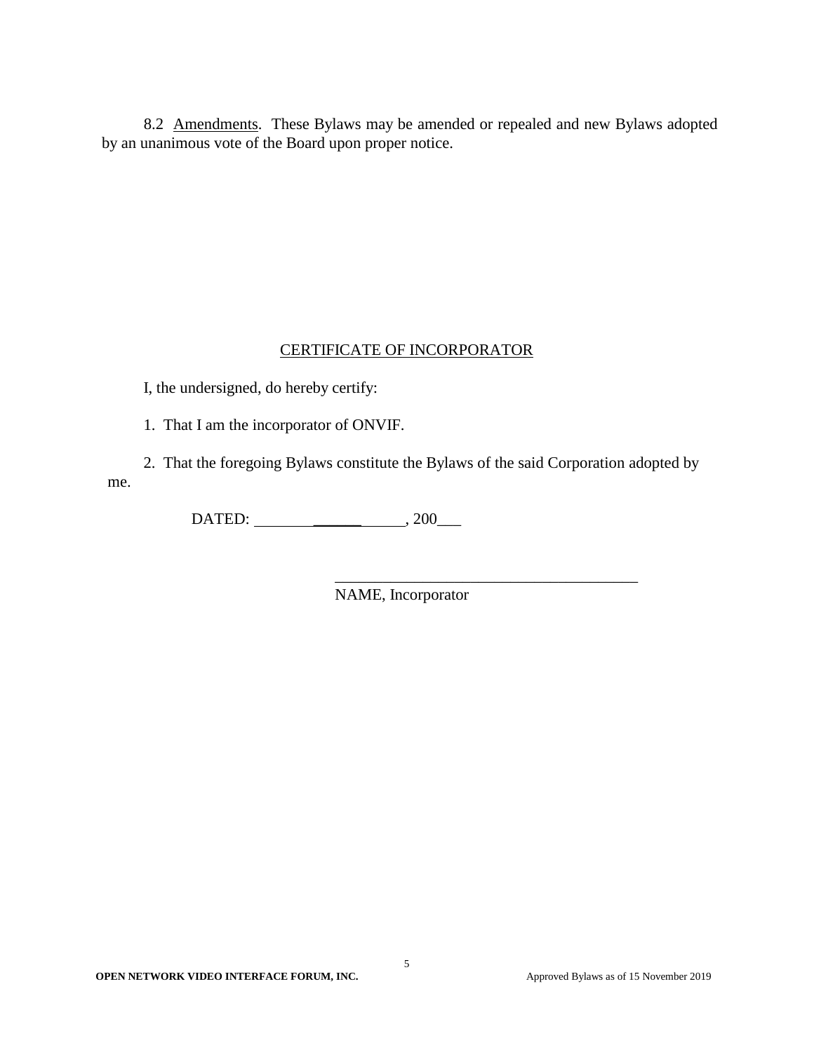8.2 Amendments. These Bylaws may be amended or repealed and new Bylaws adopted by an unanimous vote of the Board upon proper notice.

## CERTIFICATE OF INCORPORATOR

I, the undersigned, do hereby certify:

1. That I am the incorporator of ONVIF.

2. That the foregoing Bylaws constitute the Bylaws of the said Corporation adopted by me.

DATED: ____________________, 200___

_______________________________________
NAME, Incorporator